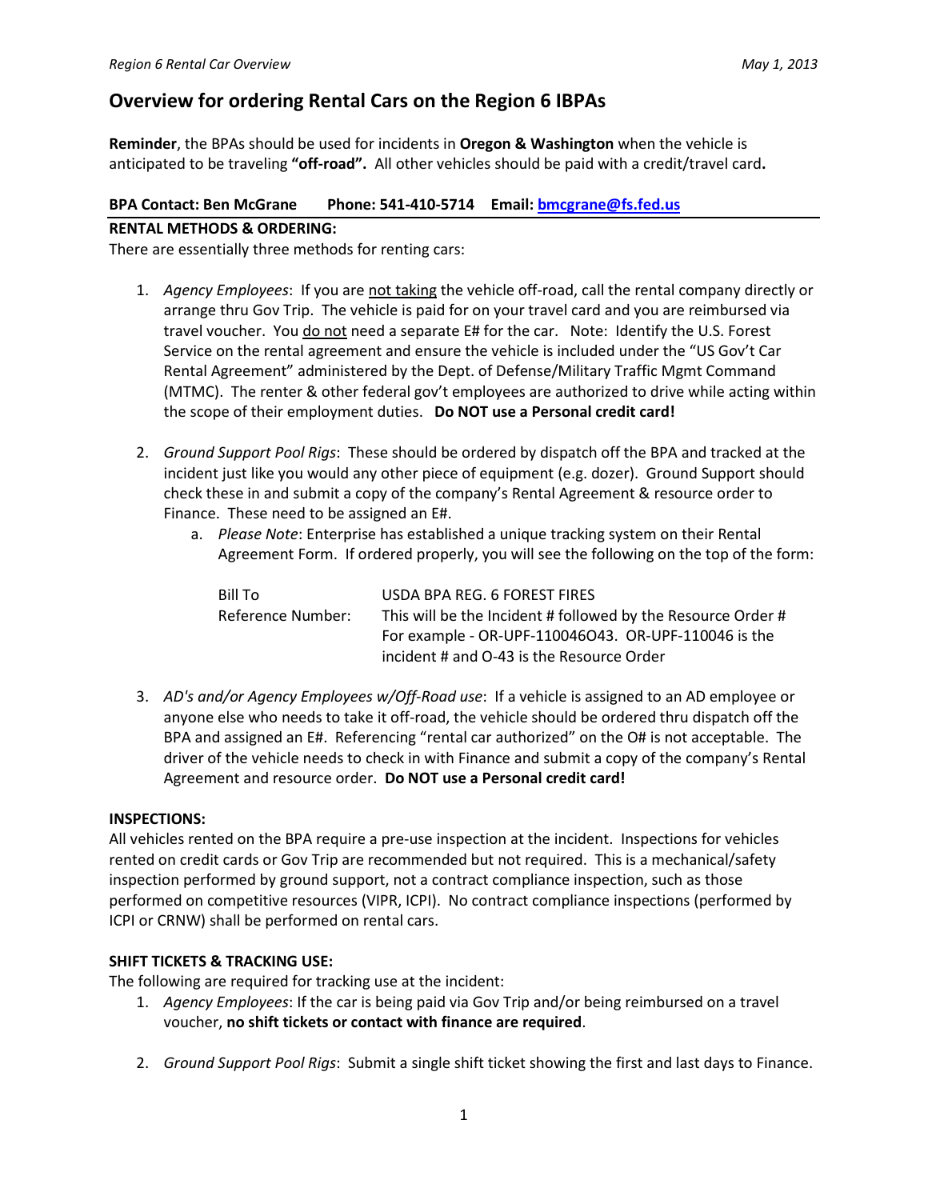# Overview for ordering Rental Cars on the Region 6 IBPAs

**Reminder**, the BPAs should be used for incidents in **Oregon & Washington** when the vehicle is anticipated to be traveling **"off-road".** All other vehicles should be paid with a credit/travel card**.**

**BPA Contact: Ben McGrane Phone: 541-410-5714 Email: bmcgrane@fs.fed.us**

**RENTAL METHODS & ORDERING:**

There are essentially three methods for renting cars:

1. *Agency Employees*: If you are not taking the vehicle off-road, call the rental company directly or arrange thru Gov Trip. The vehicle is paid for on your travel card and you are reimbursed via travel voucher. You do not need a separate E# for the car. Note: Identify the U.S. Forest Service on the rental agreement and ensure the vehicle is included under the "US Gov't Car Rental Agreement" administered by the Dept. of Defense/Military Traffic Mgmt Command (MTMC). The renter & other federal gov't employees are authorized to drive while acting within the scope of their employment duties. **Do NOT use a Personal credit card!**

2. *Ground Support Pool Rigs*: These should be ordered by dispatch off the BPA and tracked at the incident just like you would any other piece of equipment (e.g. dozer). Ground Support should check these in and submit a copy of the company's Rental Agreement & resource order to Finance. These need to be assigned an E#.
   a. *Please Note*: Enterprise has established a unique tracking system on their Rental Agreement Form. If ordered properly, you will see the following on the top of the form:

   | | |
   |---|---|
   | Bill To | USDA BPA REG. 6 FOREST FIRES |
   | Reference Number: | This will be the Incident # followed by the Resource Order # For example - OR-UPF-110046O43. OR-UPF-110046 is the incident # and O-43 is the Resource Order |

3. *AD's and/or Agency Employees w/Off-Road use*: If a vehicle is assigned to an AD employee or anyone else who needs to take it off-road, the vehicle should be ordered thru dispatch off the BPA and assigned an E#. Referencing "rental car authorized" on the O# is not acceptable. The driver of the vehicle needs to check in with Finance and submit a copy of the company's Rental Agreement and resource order. **Do NOT use a Personal credit card!**

**INSPECTIONS:**

All vehicles rented on the BPA require a pre-use inspection at the incident. Inspections for vehicles rented on credit cards or Gov Trip are recommended but not required. This is a mechanical/safety inspection performed by ground support, not a contract compliance inspection, such as those performed on competitive resources (VIPR, ICPI). No contract compliance inspections (performed by ICPI or CRNW) shall be performed on rental cars.

**SHIFT TICKETS & TRACKING USE:**

The following are required for tracking use at the incident:

1. *Agency Employees*: If the car is being paid via Gov Trip and/or being reimbursed on a travel voucher, **no shift tickets or contact with finance are required**.

2. *Ground Support Pool Rigs*: Submit a single shift ticket showing the first and last days to Finance.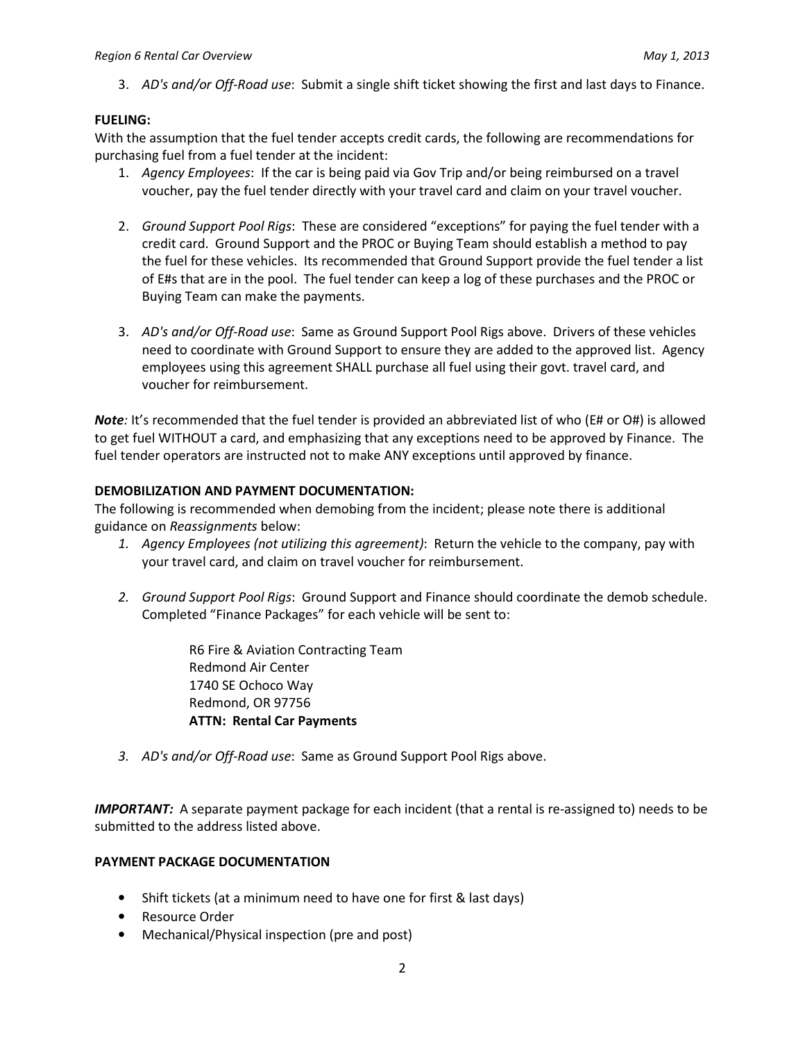3. *AD's and/or Off-Road use*: Submit a single shift ticket showing the first and last days to Finance.

**FUELING:**
With the assumption that the fuel tender accepts credit cards, the following are recommendations for purchasing fuel from a fuel tender at the incident:

1. *Agency Employees*: If the car is being paid via Gov Trip and/or being reimbursed on a travel voucher, pay the fuel tender directly with your travel card and claim on your travel voucher.

2. *Ground Support Pool Rigs*: These are considered "exceptions" for paying the fuel tender with a credit card. Ground Support and the PROC or Buying Team should establish a method to pay the fuel for these vehicles. Its recommended that Ground Support provide the fuel tender a list of E#s that are in the pool. The fuel tender can keep a log of these purchases and the PROC or Buying Team can make the payments.

3. *AD's and/or Off-Road use*: Same as Ground Support Pool Rigs above. Drivers of these vehicles need to coordinate with Ground Support to ensure they are added to the approved list. Agency employees using this agreement SHALL purchase all fuel using their govt. travel card, and voucher for reimbursement.

***Note**:* It's recommended that the fuel tender is provided an abbreviated list of who (E# or O#) is allowed to get fuel WITHOUT a card, and emphasizing that any exceptions need to be approved by Finance. The fuel tender operators are instructed not to make ANY exceptions until approved by finance.

**DEMOBILIZATION AND PAYMENT DOCUMENTATION:**
The following is recommended when demobing from the incident; please note there is additional guidance on *Reassignments* below:

1. *Agency Employees (not utilizing this agreement)*: Return the vehicle to the company, pay with your travel card, and claim on travel voucher for reimbursement.

2. *Ground Support Pool Rigs*: Ground Support and Finance should coordinate the demob schedule. Completed "Finance Packages" for each vehicle will be sent to:

   R6 Fire & Aviation Contracting Team
   Redmond Air Center
   1740 SE Ochoco Way
   Redmond, OR 97756
   **ATTN: Rental Car Payments**

3. *AD's and/or Off-Road use*: Same as Ground Support Pool Rigs above.

***IMPORTANT:*** A separate payment package for each incident (that a rental is re-assigned to) needs to be submitted to the address listed above.

**PAYMENT PACKAGE DOCUMENTATION**

- Shift tickets (at a minimum need to have one for first & last days)
- Resource Order
- Mechanical/Physical inspection (pre and post)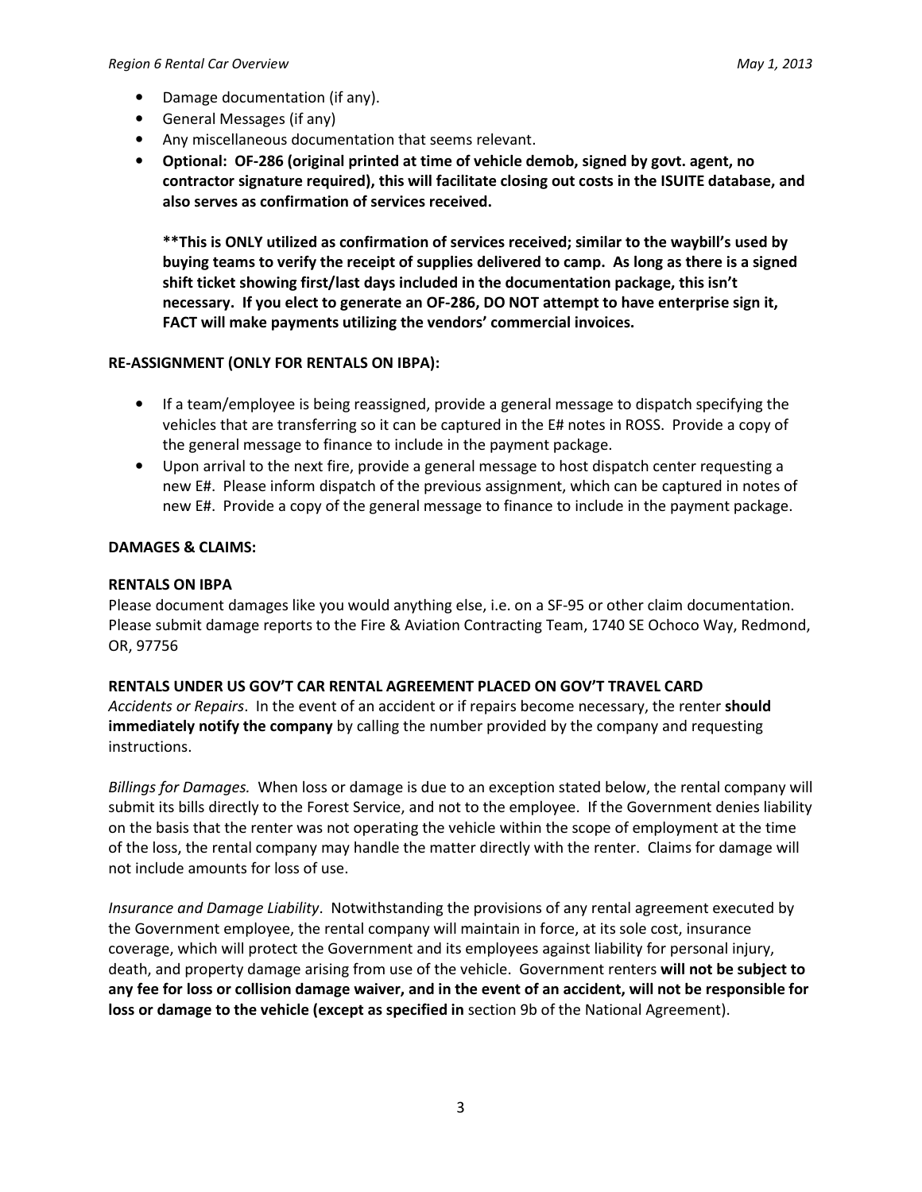- Damage documentation (if any).
- General Messages (if any)
- Any miscellaneous documentation that seems relevant.
- **Optional: OF-286 (original printed at time of vehicle demob, signed by govt. agent, no contractor signature required), this will facilitate closing out costs in the ISUITE database, and also serves as confirmation of services received.**

  **\*\*This is ONLY utilized as confirmation of services received; similar to the waybill's used by buying teams to verify the receipt of supplies delivered to camp. As long as there is a signed shift ticket showing first/last days included in the documentation package, this isn't necessary. If you elect to generate an OF-286, DO NOT attempt to have enterprise sign it, FACT will make payments utilizing the vendors' commercial invoices.**

**RE-ASSIGNMENT (ONLY FOR RENTALS ON IBPA):**

- If a team/employee is being reassigned, provide a general message to dispatch specifying the vehicles that are transferring so it can be captured in the E# notes in ROSS. Provide a copy of the general message to finance to include in the payment package.
- Upon arrival to the next fire, provide a general message to host dispatch center requesting a new E#. Please inform dispatch of the previous assignment, which can be captured in notes of new E#. Provide a copy of the general message to finance to include in the payment package.

**DAMAGES & CLAIMS:**

**RENTALS ON IBPA**

Please document damages like you would anything else, i.e. on a SF-95 or other claim documentation. Please submit damage reports to the Fire & Aviation Contracting Team, 1740 SE Ochoco Way, Redmond, OR, 97756

**RENTALS UNDER US GOV'T CAR RENTAL AGREEMENT PLACED ON GOV'T TRAVEL CARD**

*Accidents or Repairs*. In the event of an accident or if repairs become necessary, the renter **should immediately notify the company** by calling the number provided by the company and requesting instructions.

*Billings for Damages.* When loss or damage is due to an exception stated below, the rental company will submit its bills directly to the Forest Service, and not to the employee. If the Government denies liability on the basis that the renter was not operating the vehicle within the scope of employment at the time of the loss, the rental company may handle the matter directly with the renter. Claims for damage will not include amounts for loss of use.

*Insurance and Damage Liability*. Notwithstanding the provisions of any rental agreement executed by the Government employee, the rental company will maintain in force, at its sole cost, insurance coverage, which will protect the Government and its employees against liability for personal injury, death, and property damage arising from use of the vehicle. Government renters **will not be subject to any fee for loss or collision damage waiver, and in the event of an accident, will not be responsible for loss or damage to the vehicle (except as specified in** section 9b of the National Agreement).